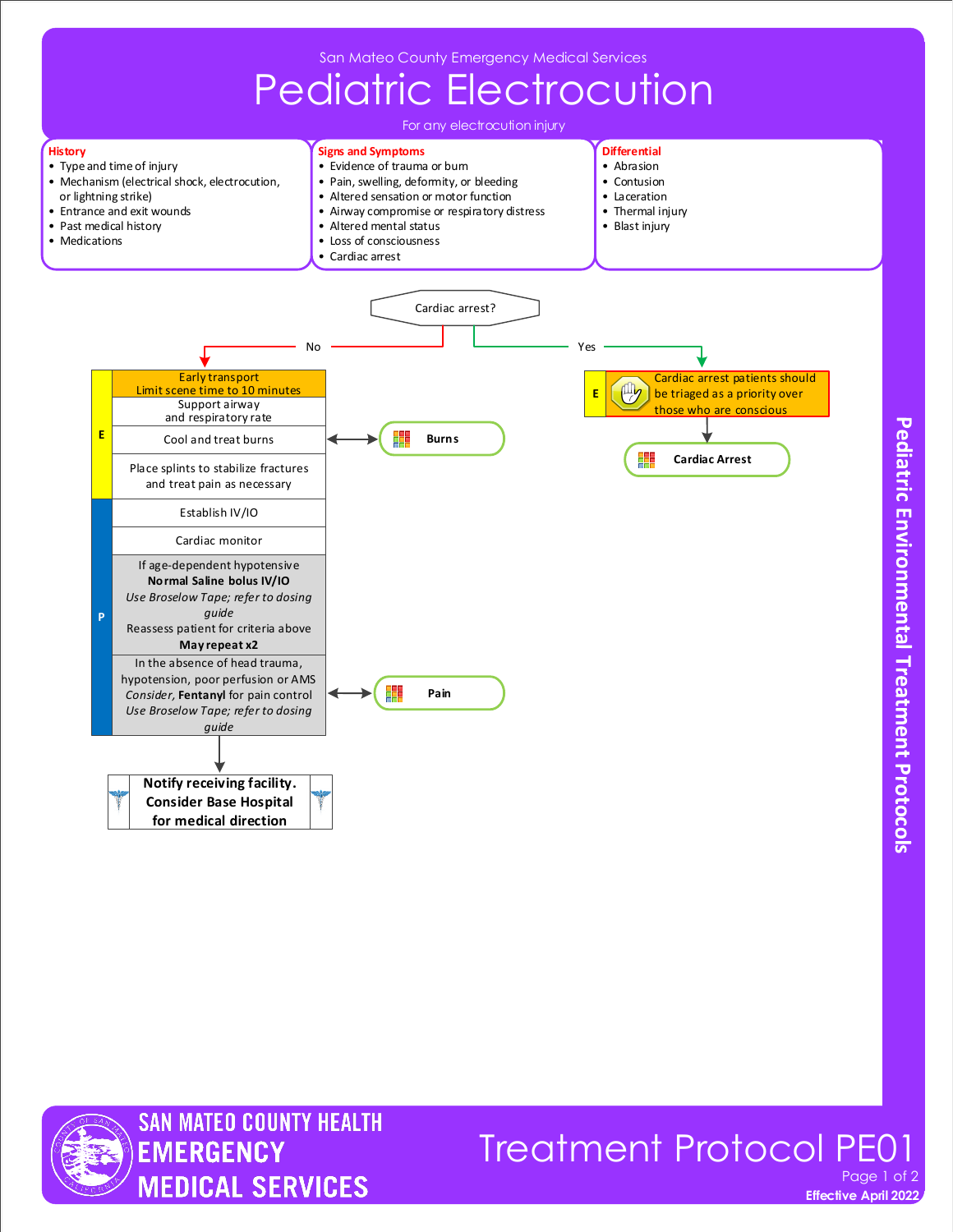San Mateo County Emergency Medical Services

# Pediatric Electrocution

For any electrocution injury

### History
- Type and time of injury
- Mechanism (electrical shock, electrocution, or lightning strike)
- Entrance and exit wounds
- Past medical history
- Medications

### Signs and Symptoms
- Evidence of trauma or burn
- Pain, swelling, deformity, or bleeding
- Altered sensation or motor function
- Airway compromise or respiratory distress
- Altered mental status
- Loss of consciousness
- Cardiac arrest

### Differential
- Abrasion
- Contusion
- Laceration
- Thermal injury
- Blast injury

Cardiac arrest?

**No:**

**E**
- Early transport
  Limit scene time to 10 minutes
- Support airway and respiratory rate
- Cool and treat burns ↔ **Burns**
- Place splints to stabilize fractures and treat pain as necessary

**P**
- Establish IV/IO
- Cardiac monitor
- If age-dependent hypotensive
  **Normal Saline bolus IV/IO**
  *Use Broselow Tape; refer to dosing guide*
  Reassess patient for criteria above
  **May repeat x2**
- In the absence of head trauma, hypotension, poor perfusion or AMS
  *Consider*, **Fentanyl** for pain control
  *Use Broselow Tape; refer to dosing guide* ↔ **Pain**

**Notify receiving facility. Consider Base Hospital for medical direction**

**Yes:**

**E** Cardiac arrest patients should be triaged as a priority over those who are conscious

→ **Cardiac Arrest**

Pediatric Environmental Treatment Protocols

SAN MATEO COUNTY HEALTH
EMERGENCY MEDICAL SERVICES

Treatment Protocol PE01

Effective April 2022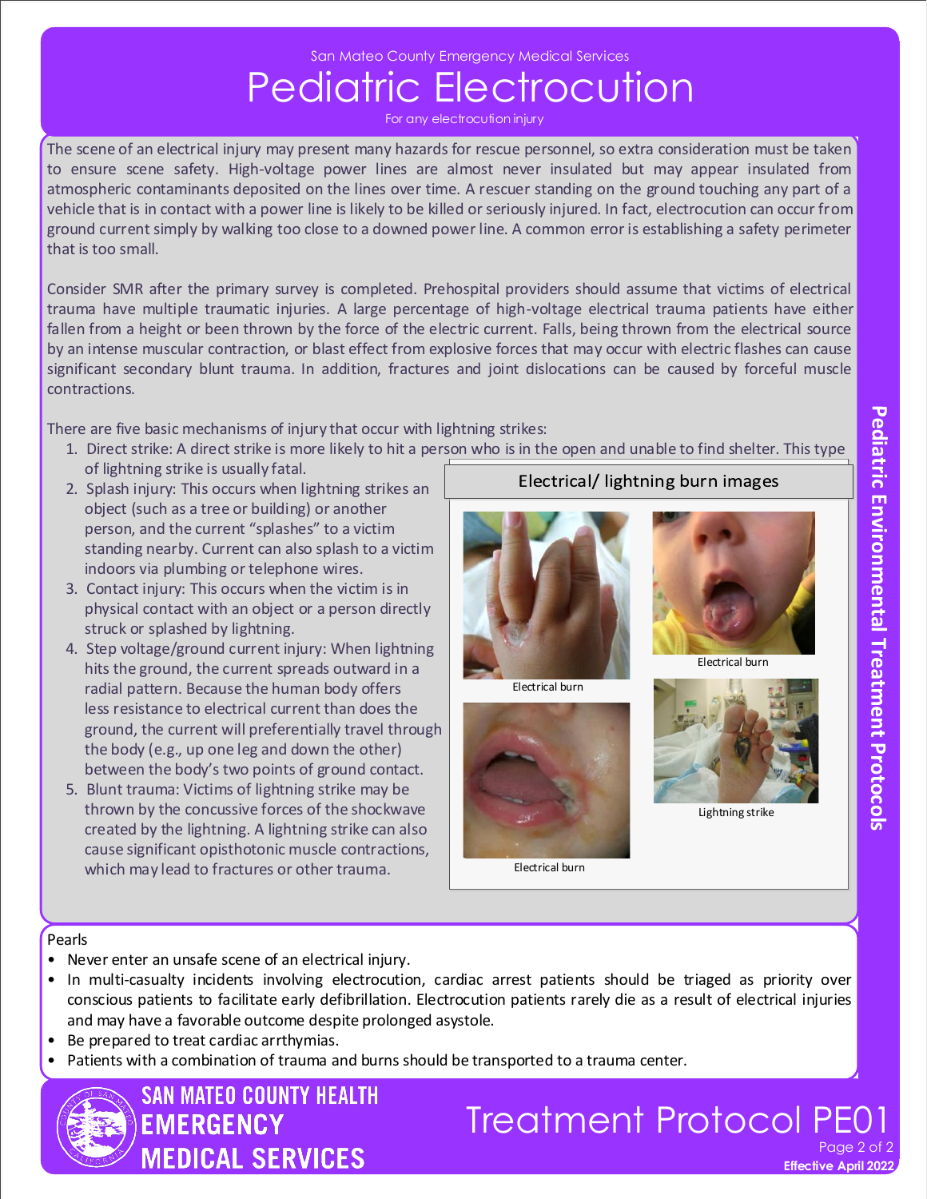San Mateo County Emergency Medical Services

# Pediatric Electrocution

For any electrocution injury

The scene of an electrical injury may present many hazards for rescue personnel, so extra consideration must be taken to ensure scene safety. High-voltage power lines are almost never insulated but may appear insulated from atmospheric contaminants deposited on the lines over time. A rescuer standing on the ground touching any part of a vehicle that is in contact with a power line is likely to be killed or seriously injured. In fact, electrocution can occur from ground current simply by walking too close to a downed power line. A common error is establishing a safety perimeter that is too small.

Consider SMR after the primary survey is completed. Prehospital providers should assume that victims of electrical trauma have multiple traumatic injuries. A large percentage of high-voltage electrical trauma patients have either fallen from a height or been thrown by the force of the electric current. Falls, being thrown from the electrical source by an intense muscular contraction, or blast effect from explosive forces that may occur with electric flashes can cause significant secondary blunt trauma. In addition, fractures and joint dislocations can be caused by forceful muscle contractions.

There are five basic mechanisms of injury that occur with lightning strikes:

1. Direct strike: A direct strike is more likely to hit a person who is in the open and unable to find shelter. This type of lightning strike is usually fatal.
2. Splash injury: This occurs when lightning strikes an object (such as a tree or building) or another person, and the current "splashes" to a victim standing nearby. Current can also splash to a victim indoors via plumbing or telephone wires.
3. Contact injury: This occurs when the victim is in physical contact with an object or a person directly struck or splashed by lightning.
4. Step voltage/ground current injury: When lightning hits the ground, the current spreads outward in a radial pattern. Because the human body offers less resistance to electrical current than does the ground, the current will preferentially travel through the body (e.g., up one leg and down the other) between the body's two points of ground contact.
5. Blunt trauma: Victims of lightning strike may be thrown by the concussive forces of the shockwave created by the lightning. A lightning strike can also cause significant opisthotonic muscle contractions, which may lead to fractures or other trauma.

**Electrical/ lightning burn images**

Electrical burn

Electrical burn

Electrical burn

Lightning strike

Pearls

- Never enter an unsafe scene of an electrical injury.
- In multi-casualty incidents involving electrocution, cardiac arrest patients should be triaged as priority over conscious patients to facilitate early defibrillation. Electrocution patients rarely die as a result of electrical injuries and may have a favorable outcome despite prolonged asystole.
- Be prepared to treat cardiac arrthymias.
- Patients with a combination of trauma and burns should be transported to a trauma center.

Pediatric Environmental Treatment Protocols

SAN MATEO COUNTY HEALTH EMERGENCY MEDICAL SERVICES

Treatment Protocol PE01

Effective April 2022